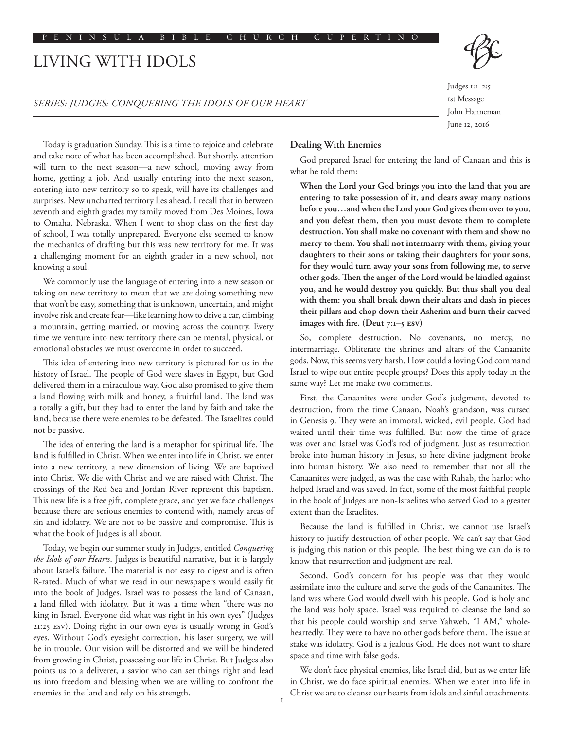# LIVING WITH IDOLS

*SERIES: JUDGES: CONQUERING THE IDOLS OF OUR HEART*

Judges 1:1–2:5
1st Message
John Hanneman
June 12, 2016

Today is graduation Sunday. This is a time to rejoice and celebrate and take note of what has been accomplished. But shortly, attention will turn to the next season—a new school, moving away from home, getting a job. And usually entering into the next season, entering into new territory so to speak, will have its challenges and surprises. New uncharted territory lies ahead. I recall that in between seventh and eighth grades my family moved from Des Moines, Iowa to Omaha, Nebraska. When I went to shop class on the first day of school, I was totally unprepared. Everyone else seemed to know the mechanics of drafting but this was new territory for me. It was a challenging moment for an eighth grader in a new school, not knowing a soul.

We commonly use the language of entering into a new season or taking on new territory to mean that we are doing something new that won't be easy, something that is unknown, uncertain, and might involve risk and create fear—like learning how to drive a car, climbing a mountain, getting married, or moving across the country. Every time we venture into new territory there can be mental, physical, or emotional obstacles we must overcome in order to succeed.

This idea of entering into new territory is pictured for us in the history of Israel. The people of God were slaves in Egypt, but God delivered them in a miraculous way. God also promised to give them a land flowing with milk and honey, a fruitful land. The land was a totally a gift, but they had to enter the land by faith and take the land, because there were enemies to be defeated. The Israelites could not be passive.

The idea of entering the land is a metaphor for spiritual life. The land is fulfilled in Christ. When we enter into life in Christ, we enter into a new territory, a new dimension of living. We are baptized into Christ. We die with Christ and we are raised with Christ. The crossings of the Red Sea and Jordan River represent this baptism. This new life is a free gift, complete grace, and yet we face challenges because there are serious enemies to contend with, namely areas of sin and idolatry. We are not to be passive and compromise. This is what the book of Judges is all about.

Today, we begin our summer study in Judges, entitled *Conquering the Idols of our Hearts*. Judges is beautiful narrative, but it is largely about Israel's failure. The material is not easy to digest and is often R-rated. Much of what we read in our newspapers would easily fit into the book of Judges. Israel was to possess the land of Canaan, a land filled with idolatry. But it was a time when "there was no king in Israel. Everyone did what was right in his own eyes" (Judges 21:25 ESV). Doing right in our own eyes is usually wrong in God's eyes. Without God's eyesight correction, his laser surgery, we will be in trouble. Our vision will be distorted and we will be hindered from growing in Christ, possessing our life in Christ. But Judges also points us to a deliverer, a savior who can set things right and lead us into freedom and blessing when we are willing to confront the enemies in the land and rely on his strength.

## Dealing With Enemies

God prepared Israel for entering the land of Canaan and this is what he told them:

> **When the Lord your God brings you into the land that you are entering to take possession of it, and clears away many nations before you…and when the Lord your God gives them over to you, and you defeat them, then you must devote them to complete destruction. You shall make no covenant with them and show no mercy to them. You shall not intermarry with them, giving your daughters to their sons or taking their daughters for your sons, for they would turn away your sons from following me, to serve other gods. Then the anger of the Lord would be kindled against you, and he would destroy you quickly. But thus shall you deal with them: you shall break down their altars and dash in pieces their pillars and chop down their Asherim and burn their carved images with fire. (Deut 7:1–5 ESV)**

So, complete destruction. No covenants, no mercy, no intermarriage. Obliterate the shrines and altars of the Canaanite gods. Now, this seems very harsh. How could a loving God command Israel to wipe out entire people groups? Does this apply today in the same way? Let me make two comments.

First, the Canaanites were under God's judgment, devoted to destruction, from the time Canaan, Noah's grandson, was cursed in Genesis 9. They were an immoral, wicked, evil people. God had waited until their time was fulfilled. But now the time of grace was over and Israel was God's rod of judgment. Just as resurrection broke into human history in Jesus, so here divine judgment broke into human history. We also need to remember that not all the Canaanites were judged, as was the case with Rahab, the harlot who helped Israel and was saved. In fact, some of the most faithful people in the book of Judges are non-Israelites who served God to a greater extent than the Israelites.

Because the land is fulfilled in Christ, we cannot use Israel's history to justify destruction of other people. We can't say that God is judging this nation or this people. The best thing we can do is to know that resurrection and judgment are real.

Second, God's concern for his people was that they would assimilate into the culture and serve the gods of the Canaanites. The land was where God would dwell with his people. God is holy and the land was holy space. Israel was required to cleanse the land so that his people could worship and serve Yahweh, "I AM," whole-heartedly. They were to have no other gods before them. The issue at stake was idolatry. God is a jealous God. He does not want to share space and time with false gods.

We don't face physical enemies, like Israel did, but as we enter life in Christ, we do face spiritual enemies. When we enter into life in Christ we are to cleanse our hearts from idols and sinful attachments.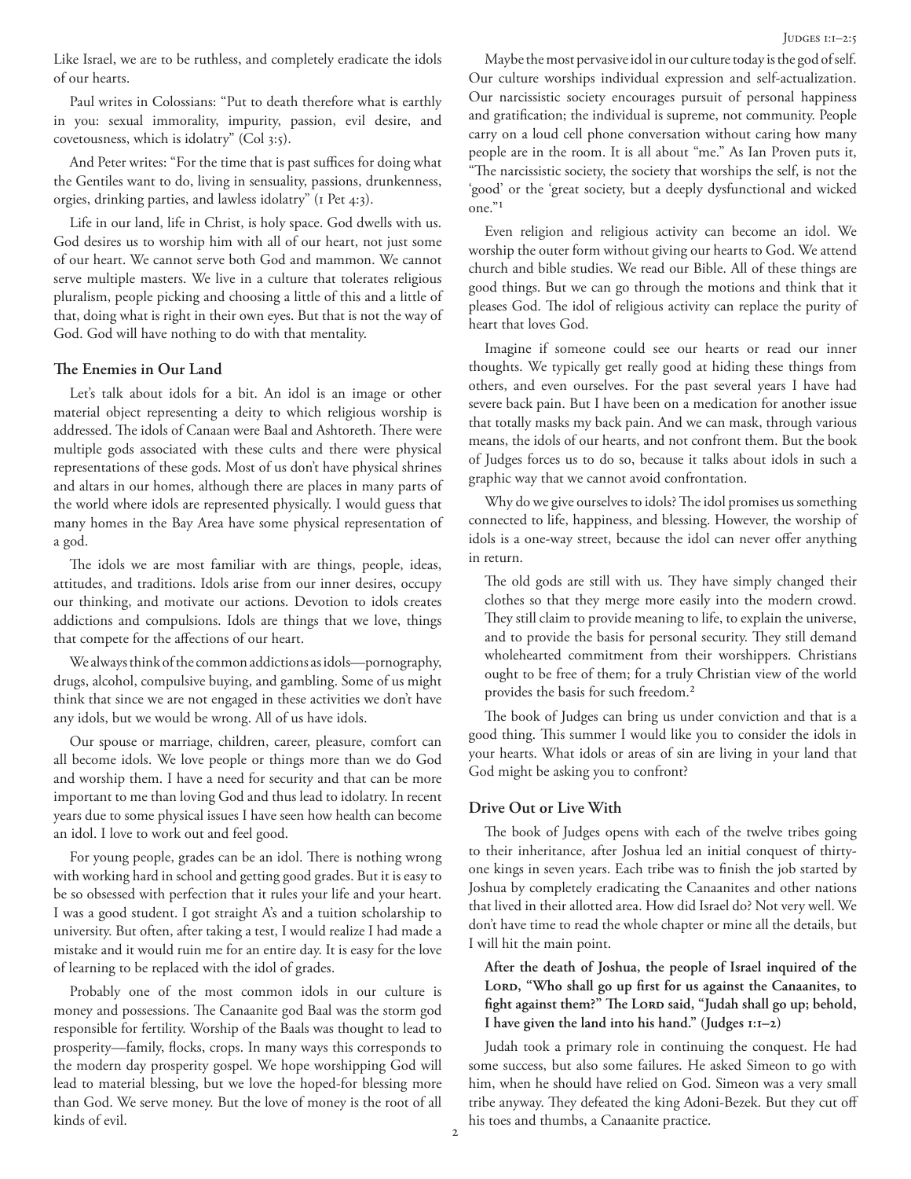Like Israel, we are to be ruthless, and completely eradicate the idols of our hearts.

Paul writes in Colossians: "Put to death therefore what is earthly in you: sexual immorality, impurity, passion, evil desire, and covetousness, which is idolatry" (Col 3:5).

And Peter writes: "For the time that is past suffices for doing what the Gentiles want to do, living in sensuality, passions, drunkenness, orgies, drinking parties, and lawless idolatry" (1 Pet 4:3).

Life in our land, life in Christ, is holy space. God dwells with us. God desires us to worship him with all of our heart, not just some of our heart. We cannot serve both God and mammon. We cannot serve multiple masters. We live in a culture that tolerates religious pluralism, people picking and choosing a little of this and a little of that, doing what is right in their own eyes. But that is not the way of God. God will have nothing to do with that mentality.

### The Enemies in Our Land

Let's talk about idols for a bit. An idol is an image or other material object representing a deity to which religious worship is addressed. The idols of Canaan were Baal and Ashtoreth. There were multiple gods associated with these cults and there were physical representations of these gods. Most of us don't have physical shrines and altars in our homes, although there are places in many parts of the world where idols are represented physically. I would guess that many homes in the Bay Area have some physical representation of a god.

The idols we are most familiar with are things, people, ideas, attitudes, and traditions. Idols arise from our inner desires, occupy our thinking, and motivate our actions. Devotion to idols creates addictions and compulsions. Idols are things that we love, things that compete for the affections of our heart.

We always think of the common addictions as idols—pornography, drugs, alcohol, compulsive buying, and gambling. Some of us might think that since we are not engaged in these activities we don't have any idols, but we would be wrong. All of us have idols.

Our spouse or marriage, children, career, pleasure, comfort can all become idols. We love people or things more than we do God and worship them. I have a need for security and that can be more important to me than loving God and thus lead to idolatry. In recent years due to some physical issues I have seen how health can become an idol. I love to work out and feel good.

For young people, grades can be an idol. There is nothing wrong with working hard in school and getting good grades. But it is easy to be so obsessed with perfection that it rules your life and your heart. I was a good student. I got straight A's and a tuition scholarship to university. But often, after taking a test, I would realize I had made a mistake and it would ruin me for an entire day. It is easy for the love of learning to be replaced with the idol of grades.

Probably one of the most common idols in our culture is money and possessions. The Canaanite god Baal was the storm god responsible for fertility. Worship of the Baals was thought to lead to prosperity—family, flocks, crops. In many ways this corresponds to the modern day prosperity gospel. We hope worshipping God will lead to material blessing, but we love the hoped-for blessing more than God. We serve money. But the love of money is the root of all kinds of evil.

Maybe the most pervasive idol in our culture today is the god of self. Our culture worships individual expression and self-actualization. Our narcissistic society encourages pursuit of personal happiness and gratification; the individual is supreme, not community. People carry on a loud cell phone conversation without caring how many people are in the room. It is all about "me." As Ian Proven puts it, "The narcissistic society, the society that worships the self, is not the 'good' or the 'great society, but a deeply dysfunctional and wicked one."[1]

Even religion and religious activity can become an idol. We worship the outer form without giving our hearts to God. We attend church and bible studies. We read our Bible. All of these things are good things. But we can go through the motions and think that it pleases God. The idol of religious activity can replace the purity of heart that loves God.

Imagine if someone could see our hearts or read our inner thoughts. We typically get really good at hiding these things from others, and even ourselves. For the past several years I have had severe back pain. But I have been on a medication for another issue that totally masks my back pain. And we can mask, through various means, the idols of our hearts, and not confront them. But the book of Judges forces us to do so, because it talks about idols in such a graphic way that we cannot avoid confrontation.

Why do we give ourselves to idols? The idol promises us something connected to life, happiness, and blessing. However, the worship of idols is a one-way street, because the idol can never offer anything in return.

> The old gods are still with us. They have simply changed their clothes so that they merge more easily into the modern crowd. They still claim to provide meaning to life, to explain the universe, and to provide the basis for personal security. They still demand wholehearted commitment from their worshippers. Christians ought to be free of them; for a truly Christian view of the world provides the basis for such freedom.[2]

The book of Judges can bring us under conviction and that is a good thing. This summer I would like you to consider the idols in your hearts. What idols or areas of sin are living in your land that God might be asking you to confront?

### Drive Out or Live With

The book of Judges opens with each of the twelve tribes going to their inheritance, after Joshua led an initial conquest of thirty-one kings in seven years. Each tribe was to finish the job started by Joshua by completely eradicating the Canaanites and other nations that lived in their allotted area. How did Israel do? Not very well. We don't have time to read the whole chapter or mine all the details, but I will hit the main point.

> **After the death of Joshua, the people of Israel inquired of the Lord, "Who shall go up first for us against the Canaanites, to fight against them?" The Lord said, "Judah shall go up; behold, I have given the land into his hand." (Judges 1:1–2)**

Judah took a primary role in continuing the conquest. He had some success, but also some failures. He asked Simeon to go with him, when he should have relied on God. Simeon was a very small tribe anyway. They defeated the king Adoni-Bezek. But they cut off his toes and thumbs, a Canaanite practice.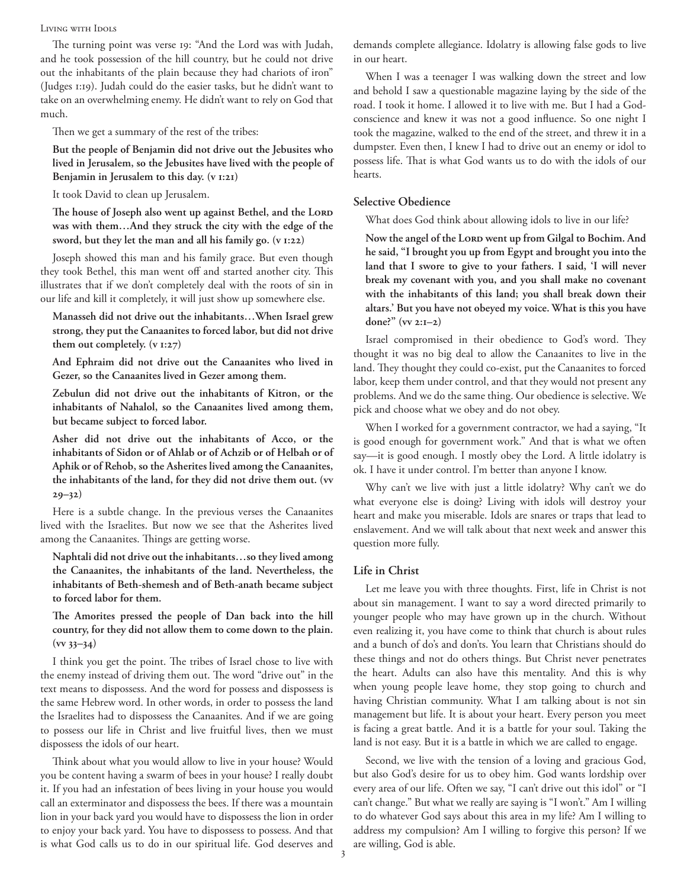The turning point was verse 19: "And the Lord was with Judah, and he took possession of the hill country, but he could not drive out the inhabitants of the plain because they had chariots of iron" (Judges 1:19). Judah could do the easier tasks, but he didn't want to take on an overwhelming enemy. He didn't want to rely on God that much.

Then we get a summary of the rest of the tribes:

**But the people of Benjamin did not drive out the Jebusites who lived in Jerusalem, so the Jebusites have lived with the people of Benjamin in Jerusalem to this day. (v 1:21)**

It took David to clean up Jerusalem.

**The house of Joseph also went up against Bethel, and the Lord was with them…And they struck the city with the edge of the sword, but they let the man and all his family go. (v 1:22)**

Joseph showed this man and his family grace. But even though they took Bethel, this man went off and started another city. This illustrates that if we don't completely deal with the roots of sin in our life and kill it completely, it will just show up somewhere else.

**Manasseh did not drive out the inhabitants…When Israel grew strong, they put the Canaanites to forced labor, but did not drive them out completely. (v 1:27)**

**And Ephraim did not drive out the Canaanites who lived in Gezer, so the Canaanites lived in Gezer among them.**

**Zebulun did not drive out the inhabitants of Kitron, or the inhabitants of Nahalol, so the Canaanites lived among them, but became subject to forced labor.**

**Asher did not drive out the inhabitants of Acco, or the inhabitants of Sidon or of Ahlab or of Achzib or of Helbah or of Aphik or of Rehob, so the Asherites lived among the Canaanites, the inhabitants of the land, for they did not drive them out. (vv 29–32)**

Here is a subtle change. In the previous verses the Canaanites lived with the Israelites. But now we see that the Asherites lived among the Canaanites. Things are getting worse.

**Naphtali did not drive out the inhabitants…so they lived among the Canaanites, the inhabitants of the land. Nevertheless, the inhabitants of Beth-shemesh and of Beth-anath became subject to forced labor for them.**

**The Amorites pressed the people of Dan back into the hill country, for they did not allow them to come down to the plain. (vv 33–34)**

I think you get the point. The tribes of Israel chose to live with the enemy instead of driving them out. The word "drive out" in the text means to dispossess. And the word for possess and dispossess is the same Hebrew word. In other words, in order to possess the land the Israelites had to dispossess the Canaanites. And if we are going to possess our life in Christ and live fruitful lives, then we must dispossess the idols of our heart.

Think about what you would allow to live in your house? Would you be content having a swarm of bees in your house? I really doubt it. If you had an infestation of bees living in your house you would call an exterminator and dispossess the bees. If there was a mountain lion in your back yard you would have to dispossess the lion in order to enjoy your back yard. You have to dispossess to possess. And that is what God calls us to do in our spiritual life. God deserves and demands complete allegiance. Idolatry is allowing false gods to live in our heart.

When I was a teenager I was walking down the street and low and behold I saw a questionable magazine laying by the side of the road. I took it home. I allowed it to live with me. But I had a God-conscience and knew it was not a good influence. So one night I took the magazine, walked to the end of the street, and threw it in a dumpster. Even then, I knew I had to drive out an enemy or idol to possess life. That is what God wants us to do with the idols of our hearts.

### Selective Obedience

What does God think about allowing idols to live in our life?

**Now the angel of the Lord went up from Gilgal to Bochim. And he said, "I brought you up from Egypt and brought you into the land that I swore to give to your fathers. I said, 'I will never break my covenant with you, and you shall make no covenant with the inhabitants of this land; you shall break down their altars.' But you have not obeyed my voice. What is this you have done?" (vv 2:1–2)**

Israel compromised in their obedience to God's word. They thought it was no big deal to allow the Canaanites to live in the land. They thought they could co-exist, put the Canaanites to forced labor, keep them under control, and that they would not present any problems. And we do the same thing. Our obedience is selective. We pick and choose what we obey and do not obey.

When I worked for a government contractor, we had a saying, "It is good enough for government work." And that is what we often say—it is good enough. I mostly obey the Lord. A little idolatry is ok. I have it under control. I'm better than anyone I know.

Why can't we live with just a little idolatry? Why can't we do what everyone else is doing? Living with idols will destroy your heart and make you miserable. Idols are snares or traps that lead to enslavement. And we will talk about that next week and answer this question more fully.

### Life in Christ

Let me leave you with three thoughts. First, life in Christ is not about sin management. I want to say a word directed primarily to younger people who may have grown up in the church. Without even realizing it, you have come to think that church is about rules and a bunch of do's and don'ts. You learn that Christians should do these things and not do others things. But Christ never penetrates the heart. Adults can also have this mentality. And this is why when young people leave home, they stop going to church and having Christian community. What I am talking about is not sin management but life. It is about your heart. Every person you meet is facing a great battle. And it is a battle for your soul. Taking the land is not easy. But it is a battle in which we are called to engage.

Second, we live with the tension of a loving and gracious God, but also God's desire for us to obey him. God wants lordship over every area of our life. Often we say, "I can't drive out this idol" or "I can't change." But what we really are saying is "I won't." Am I willing to do whatever God says about this area in my life? Am I willing to address my compulsion? Am I willing to forgive this person? If we are willing, God is able.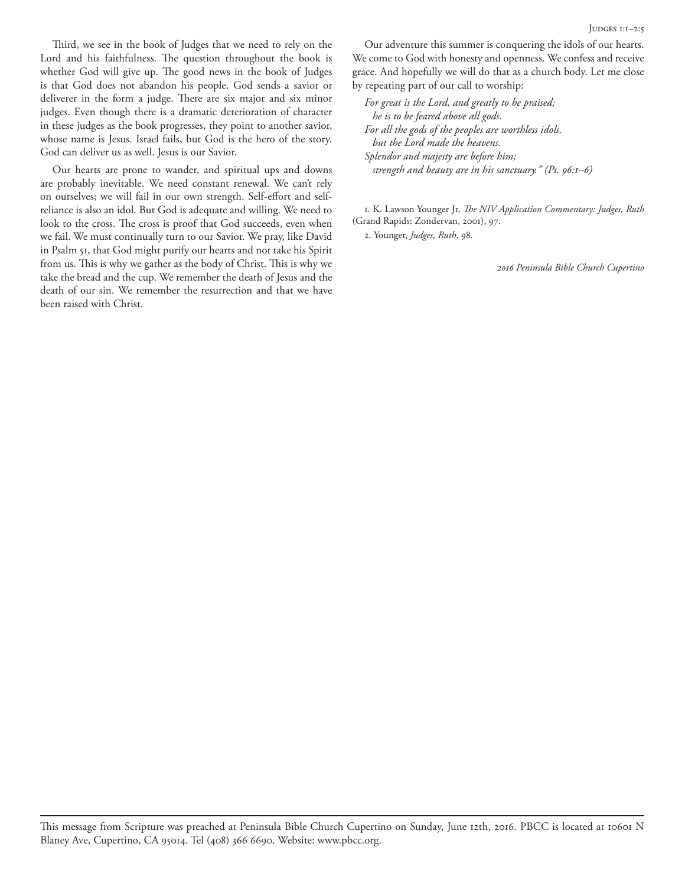Third, we see in the book of Judges that we need to rely on the Lord and his faithfulness. The question throughout the book is whether God will give up. The good news in the book of Judges is that God does not abandon his people. God sends a savior or deliverer in the form a judge. There are six major and six minor judges. Even though there is a dramatic deterioration of character in these judges as the book progresses, they point to another savior, whose name is Jesus. Israel fails, but God is the hero of the story. God can deliver us as well. Jesus is our Savior.

Our hearts are prone to wander, and spiritual ups and downs are probably inevitable. We need constant renewal. We can't rely on ourselves; we will fail in our own strength. Self-effort and self-reliance is also an idol. But God is adequate and willing. We need to look to the cross. The cross is proof that God succeeds, even when we fail. We must continually turn to our Savior. We pray, like David in Psalm 51, that God might purify our hearts and not take his Spirit from us. This is why we gather as the body of Christ. This is why we take the bread and the cup. We remember the death of Jesus and the death of our sin. We remember the resurrection and that we have been raised with Christ.

Our adventure this summer is conquering the idols of our hearts. We come to God with honesty and openness. We confess and receive grace. And hopefully we will do that as a church body. Let me close by repeating part of our call to worship:

*For great is the Lord, and greatly to be praised;*
*he is to be feared above all gods.*
*For all the gods of the peoples are worthless idols,*
*but the Lord made the heavens.*
*Splendor and majesty are before him;*
*strength and beauty are in his sanctuary." (Ps. 96:1–6)*

1. K. Lawson Younger Jr, *The NIV Application Commentary: Judges, Ruth* (Grand Rapids: Zondervan, 2001), 97.

2. Younger, *Judges, Ruth*, 98.

*2016 Peninsula Bible Church Cupertino*

This message from Scripture was preached at Peninsula Bible Church Cupertino on Sunday, June 12th, 2016. PBCC is located at 10601 N Blaney Ave, Cupertino, CA 95014. Tel (408) 366 6690. Website: www.pbcc.org.